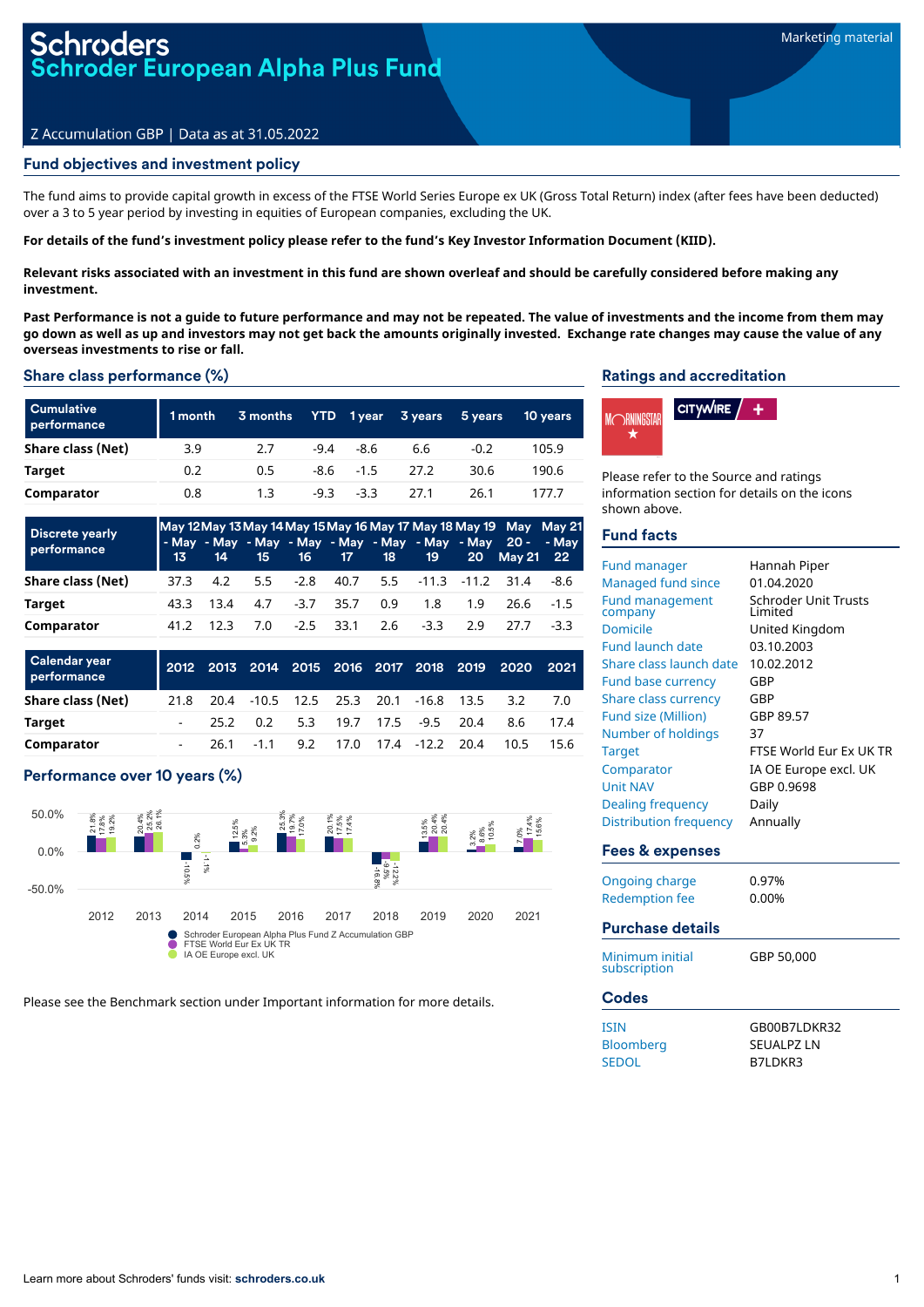# Schroders
# Schroder European Alpha Plus Fund

Marketing material

Z Accumulation GBP | Data as at 31.05.2022

## Fund objectives and investment policy

The fund aims to provide capital growth in excess of the FTSE World Series Europe ex UK (Gross Total Return) index (after fees have been deducted) over a 3 to 5 year period by investing in equities of European companies, excluding the UK.

**For details of the fund's investment policy please refer to the fund's Key Investor Information Document (KIID).**

**Relevant risks associated with an investment in this fund are shown overleaf and should be carefully considered before making any investment.**

**Past Performance is not a guide to future performance and may not be repeated. The value of investments and the income from them may go down as well as up and investors may not get back the amounts originally invested. Exchange rate changes may cause the value of any overseas investments to rise or fall.**

## Share class performance (%)

| Cumulative performance | 1 month | 3 months | YTD | 1 year | 3 years | 5 years | 10 years |
|---|---|---|---|---|---|---|---|
| Share class (Net) | 3.9 | 2.7 | -9.4 | -8.6 | 6.6 | -0.2 | 105.9 |
| Target | 0.2 | 0.5 | -8.6 | -1.5 | 27.2 | 30.6 | 190.6 |
| Comparator | 0.8 | 1.3 | -9.3 | -3.3 | 27.1 | 26.1 | 177.7 |

| Discrete yearly performance | May 12 - May 13 | May 13 - May 14 | May 14 - May 15 | May 15 - May 16 | May 16 - May 17 | May 17 - May 18 | May 18 - May 19 | May 19 - May 20 | May 20 - May 21 | May 21 - May 22 |
|---|---|---|---|---|---|---|---|---|---|---|
| Share class (Net) | 37.3 | 4.2 | 5.5 | -2.8 | 40.7 | 5.5 | -11.3 | -11.2 | 31.4 | -8.6 |
| Target | 43.3 | 13.4 | 4.7 | -3.7 | 35.7 | 0.9 | 1.8 | 1.9 | 26.6 | -1.5 |
| Comparator | 41.2 | 12.3 | 7.0 | -2.5 | 33.1 | 2.6 | -3.3 | 2.9 | 27.7 | -3.3 |

| Calendar year performance | 2012 | 2013 | 2014 | 2015 | 2016 | 2017 | 2018 | 2019 | 2020 | 2021 |
|---|---|---|---|---|---|---|---|---|---|---|
| Share class (Net) | 21.8 | 20.4 | -10.5 | 12.5 | 25.3 | 20.1 | -16.8 | 13.5 | 3.2 | 7.0 |
| Target | - | 25.2 | 0.2 | 5.3 | 19.7 | 17.5 | -9.5 | 20.4 | 8.6 | 17.4 |
| Comparator | - | 26.1 | -1.1 | 9.2 | 17.0 | 17.4 | -12.2 | 20.4 | 10.5 | 15.6 |

## Performance over 10 years (%)

| Year | Schroder European Alpha Plus Fund Z Accumulation GBP | FTSE World Eur Ex UK TR | IA OE Europe excl. UK |
|---|---|---|---|
| 2012 | 21.8% | 17.8% | 19.2% |
| 2013 | 20.4% | 25.2% | 26.1% |
| 2014 | -10.5% | 0.2% | -1.1% |
| 2015 | 12.5% | 5.3% | 9.2% |
| 2016 | 25.3% | 19.7% | 17.0% |
| 2017 | 20.1% | 17.5% | 17.4% |
| 2018 | -16.8% | -9.5% | -12.2% |
| 2019 | 13.5% | 20.4% | 20.4% |
| 2020 | 3.2% | 8.6% | 10.5% |
| 2021 | 7.0% | 17.4% | 15.6% |

Please see the Benchmark section under Important information for more details.

## Ratings and accreditation

Please refer to the Source and ratings information section for details on the icons shown above.

## Fund facts

| | |
|---|---|
| Fund manager | Hannah Piper |
| Managed fund since | 01.04.2020 |
| Fund management company | Schroder Unit Trusts Limited |
| Domicile | United Kingdom |
| Fund launch date | 03.10.2003 |
| Share class launch date | 10.02.2012 |
| Fund base currency | GBP |
| Share class currency | GBP |
| Fund size (Million) | GBP 89.57 |
| Number of holdings | 37 |
| Target | FTSE World Eur Ex UK TR |
| Comparator | IA OE Europe excl. UK |
| Unit NAV | GBP 0.9698 |
| Dealing frequency | Daily |
| Distribution frequency | Annually |

## Fees & expenses

| | |
|---|---|
| Ongoing charge | 0.97% |
| Redemption fee | 0.00% |

## Purchase details

| | |
|---|---|
| Minimum initial subscription | GBP 50,000 |

## Codes

| | |
|---|---|
| ISIN | GB00B7LDKR32 |
| Bloomberg | SEUALPZ LN |
| SEDOL | B7LDKR3 |

Learn more about Schroders' funds visit: **schroders.co.uk**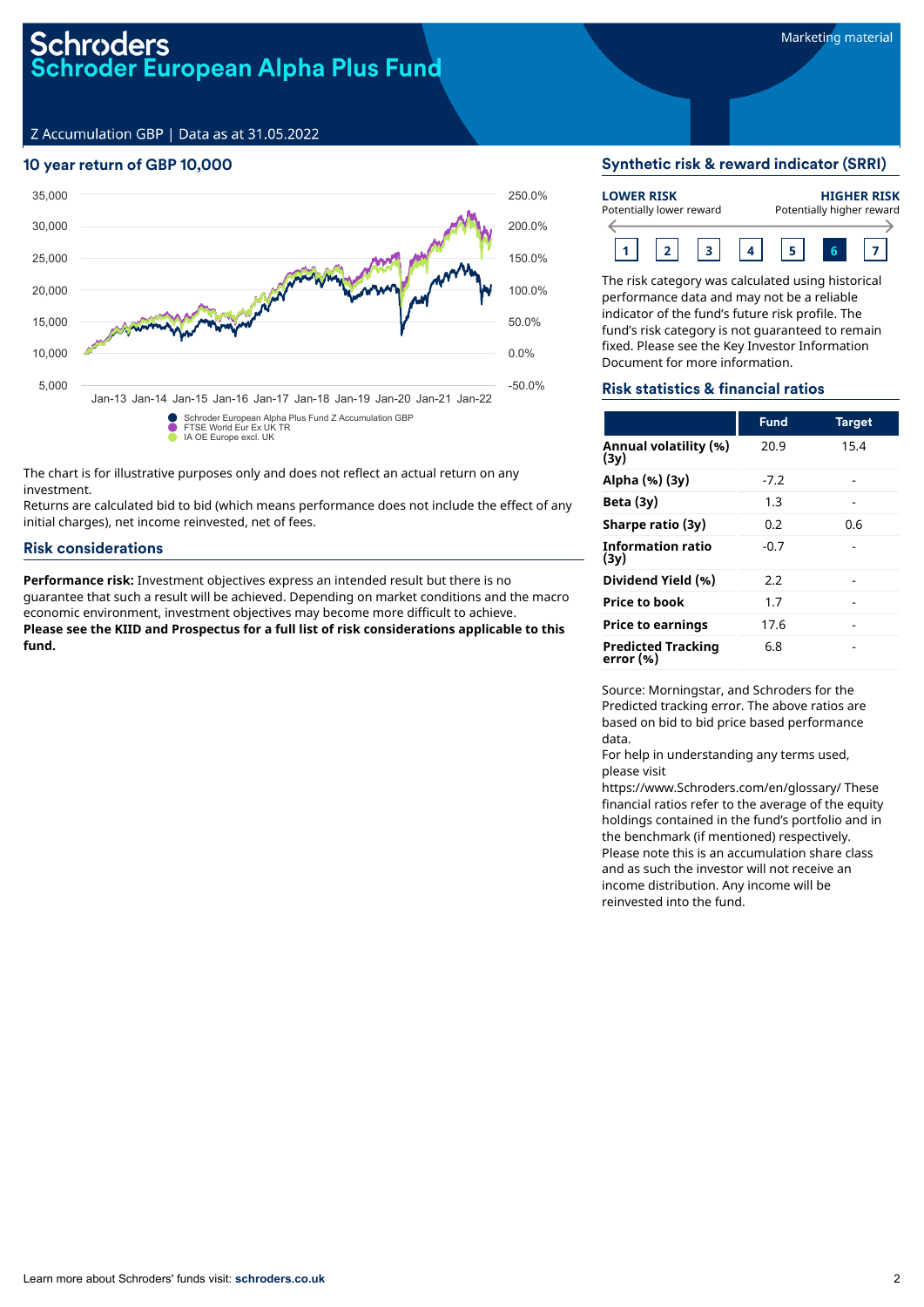# Schroder European Alpha Plus Fund

Marketing material

Z Accumulation GBP | Data as at 31.05.2022

## 10 year return of GBP 10,000

Schroder European Alpha Plus Fund Z Accumulation GBP
FTSE World Eur Ex UK TR
IA OE Europe excl. UK

The chart is for illustrative purposes only and does not reflect an actual return on any investment.

Returns are calculated bid to bid (which means performance does not include the effect of any initial charges), net income reinvested, net of fees.

## Risk considerations

**Performance risk:** Investment objectives express an intended result but there is no guarantee that such a result will be achieved. Depending on market conditions and the macro economic environment, investment objectives may become more difficult to achieve.

**Please see the KIID and Prospectus for a full list of risk considerations applicable to this fund.**

## Synthetic risk & reward indicator (SRRI)

**LOWER RISK** Potentially lower reward — **HIGHER RISK** Potentially higher reward

1 | 2 | 3 | 4 | 5 | **6** | 7

The risk category was calculated using historical performance data and may not be a reliable indicator of the fund's future risk profile. The fund's risk category is not guaranteed to remain fixed. Please see the Key Investor Information Document for more information.

## Risk statistics & financial ratios

| | Fund | Target |
|---|---|---|
| **Annual volatility (%) (3y)** | 20.9 | 15.4 |
| **Alpha (%) (3y)** | -7.2 | - |
| **Beta (3y)** | 1.3 | - |
| **Sharpe ratio (3y)** | 0.2 | 0.6 |
| **Information ratio (3y)** | -0.7 | - |
| **Dividend Yield (%)** | 2.2 | - |
| **Price to book** | 1.7 | - |
| **Price to earnings** | 17.6 | - |
| **Predicted Tracking error (%)** | 6.8 | - |

Source: Morningstar, and Schroders for the Predicted tracking error. The above ratios are based on bid to bid price based performance data.

For help in understanding any terms used, please visit https://www.Schroders.com/en/glossary/ These financial ratios refer to the average of the equity holdings contained in the fund's portfolio and in the benchmark (if mentioned) respectively.

Please note this is an accumulation share class and as such the investor will not receive an income distribution. Any income will be reinvested into the fund.

Learn more about Schroders' funds visit: **schroders.co.uk**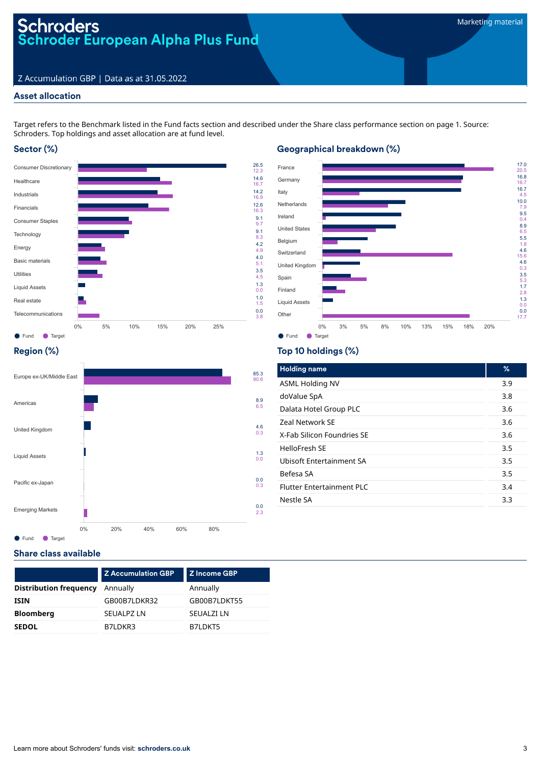# Schroders
## Schroder European Alpha Plus Fund

Marketing material

Z Accumulation GBP | Data as at 31.05.2022

## Asset allocation

Target refers to the Benchmark listed in the Fund facts section and described under the Share class performance section on page 1. Source: Schroders. Top holdings and asset allocation are at fund level.

### Sector (%)

| Sector | Fund | Target |
|---|---|---|
| Consumer Discretionary | 26.5 | 12.3 |
| Healthcare | 14.6 | 16.7 |
| Industrials | 14.2 | 16.9 |
| Financials | 12.6 | 16.3 |
| Consumer Staples | 9.1 | 9.7 |
| Technology | 9.1 | 8.3 |
| Energy | 4.2 | 4.9 |
| Basic materials | 4.0 | 5.1 |
| Utilities | 3.5 | 4.5 |
| Liquid Assets | 1.3 | 0.0 |
| Real estate | 1.0 | 1.5 |
| Telecommunications | 0.0 | 3.8 |

### Geographical breakdown (%)

| Country | Fund | Target |
|---|---|---|
| France | 17.0 | 20.5 |
| Germany | 16.8 | 16.7 |
| Italy | 16.7 | 4.5 |
| Netherlands | 10.0 | 7.9 |
| Ireland | 9.5 | 0.4 |
| United States | 8.9 | 6.5 |
| Belgium | 5.5 | 1.8 |
| Switzerland | 4.6 | 15.6 |
| United Kingdom | 4.6 | 0.3 |
| Spain | 3.5 | 5.3 |
| Finland | 1.7 | 2.8 |
| Liquid Assets | 1.3 | 0.0 |
| Other | 0.0 | 17.7 |

### Region (%)

| Region | Fund | Target |
|---|---|---|
| Europe ex-UK/Middle East | 85.3 | 90.6 |
| Americas | 8.9 | 6.5 |
| United Kingdom | 4.6 | 0.3 |
| Liquid Assets | 1.3 | 0.0 |
| Pacific ex-Japan | 0.0 | 0.3 |
| Emerging Markets | 0.0 | 2.3 |

### Top 10 holdings (%)

| Holding name | % |
|---|---|
| ASML Holding NV | 3.9 |
| doValue SpA | 3.8 |
| Dalata Hotel Group PLC | 3.6 |
| Zeal Network SE | 3.6 |
| X-Fab Silicon Foundries SE | 3.6 |
| HelloFresh SE | 3.5 |
| Ubisoft Entertainment SA | 3.5 |
| Befesa SA | 3.5 |
| Flutter Entertainment PLC | 3.4 |
| Nestle SA | 3.3 |

## Share class available

| | Z Accumulation GBP | Z Income GBP |
|---|---|---|
| **Distribution frequency** | Annually | Annually |
| **ISIN** | GB00B7LDKR32 | GB00B7LDKT55 |
| **Bloomberg** | SEUALPZ LN | SEUALZI LN |
| **SEDOL** | B7LDKR3 | B7LDKT5 |

Learn more about Schroders' funds visit: **schroders.co.uk**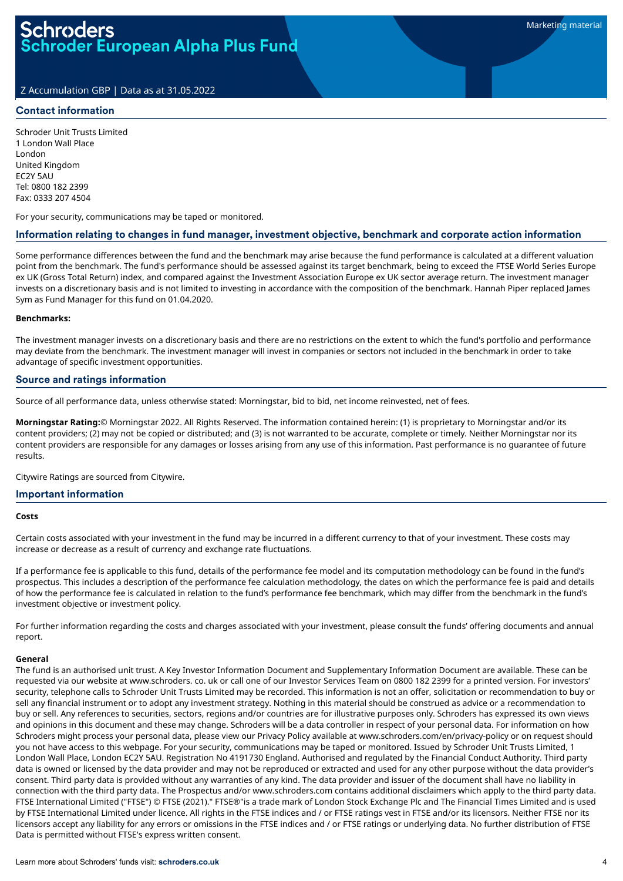Marketing material

# Schroders
# Schroder European Alpha Plus Fund

Z Accumulation GBP | Data as at 31.05.2022

## Contact information

Schroder Unit Trusts Limited
1 London Wall Place
London
United Kingdom
EC2Y 5AU
Tel: 0800 182 2399
Fax: 0333 207 4504

For your security, communications may be taped or monitored.

## Information relating to changes in fund manager, investment objective, benchmark and corporate action information

Some performance differences between the fund and the benchmark may arise because the fund performance is calculated at a different valuation point from the benchmark. The fund's performance should be assessed against its target benchmark, being to exceed the FTSE World Series Europe ex UK (Gross Total Return) index, and compared against the Investment Association Europe ex UK sector average return. The investment manager invests on a discretionary basis and is not limited to investing in accordance with the composition of the benchmark. Hannah Piper replaced James Sym as Fund Manager for this fund on 01.04.2020.

**Benchmarks:**

The investment manager invests on a discretionary basis and there are no restrictions on the extent to which the fund's portfolio and performance may deviate from the benchmark. The investment manager will invest in companies or sectors not included in the benchmark in order to take advantage of specific investment opportunities.

## Source and ratings information

Source of all performance data, unless otherwise stated: Morningstar, bid to bid, net income reinvested, net of fees.

**Morningstar Rating:**© Morningstar 2022. All Rights Reserved. The information contained herein: (1) is proprietary to Morningstar and/or its content providers; (2) may not be copied or distributed; and (3) is not warranted to be accurate, complete or timely. Neither Morningstar nor its content providers are responsible for any damages or losses arising from any use of this information. Past performance is no guarantee of future results.

Citywire Ratings are sourced from Citywire.

## Important information

**Costs**

Certain costs associated with your investment in the fund may be incurred in a different currency to that of your investment. These costs may increase or decrease as a result of currency and exchange rate fluctuations.

If a performance fee is applicable to this fund, details of the performance fee model and its computation methodology can be found in the fund's prospectus. This includes a description of the performance fee calculation methodology, the dates on which the performance fee is paid and details of how the performance fee is calculated in relation to the fund's performance fee benchmark, which may differ from the benchmark in the fund's investment objective or investment policy.

For further information regarding the costs and charges associated with your investment, please consult the funds' offering documents and annual report.

**General**

The fund is an authorised unit trust. A Key Investor Information Document and Supplementary Information Document are available. These can be requested via our website at www.schroders. co. uk or call one of our Investor Services Team on 0800 182 2399 for a printed version. For investors' security, telephone calls to Schroder Unit Trusts Limited may be recorded. This information is not an offer, solicitation or recommendation to buy or sell any financial instrument or to adopt any investment strategy. Nothing in this material should be construed as advice or a recommendation to buy or sell. Any references to securities, sectors, regions and/or countries are for illustrative purposes only. Schroders has expressed its own views and opinions in this document and these may change. Schroders will be a data controller in respect of your personal data. For information on how Schroders might process your personal data, please view our Privacy Policy available at www.schroders.com/en/privacy-policy or on request should you not have access to this webpage. For your security, communications may be taped or monitored. Issued by Schroder Unit Trusts Limited, 1 London Wall Place, London EC2Y 5AU. Registration No 4191730 England. Authorised and regulated by the Financial Conduct Authority. Third party data is owned or licensed by the data provider and may not be reproduced or extracted and used for any other purpose without the data provider's consent. Third party data is provided without any warranties of any kind. The data provider and issuer of the document shall have no liability in connection with the third party data. The Prospectus and/or www.schroders.com contains additional disclaimers which apply to the third party data. FTSE International Limited ("FTSE") © FTSE (2021)." FTSE®"is a trade mark of London Stock Exchange Plc and The Financial Times Limited and is used by FTSE International Limited under licence. All rights in the FTSE indices and / or FTSE ratings vest in FTSE and/or its licensors. Neither FTSE nor its licensors accept any liability for any errors or omissions in the FTSE indices and / or FTSE ratings or underlying data. No further distribution of FTSE Data is permitted without FTSE's express written consent.

Learn more about Schroders' funds visit: **schroders.co.uk**